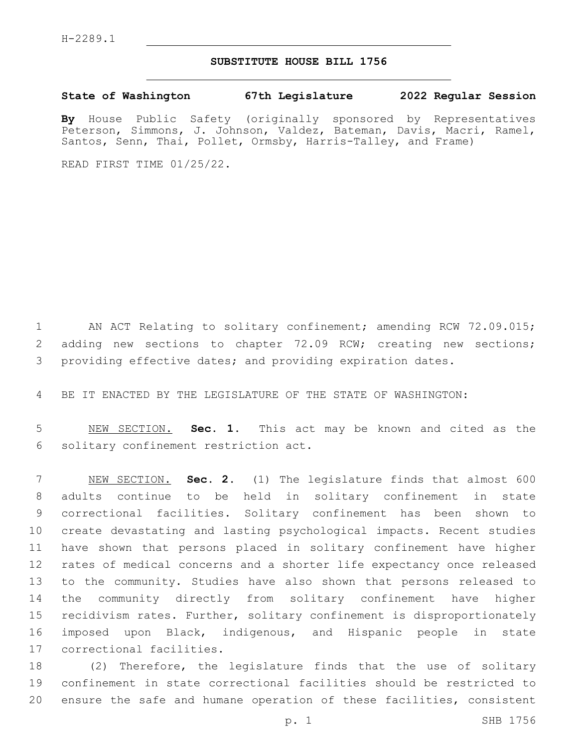H-2289.1

# SUBSTITUTE HOUSE BILL 1756

**State of Washington 67th Legislature 2022 Regular Session**

**By** House Public Safety (originally sponsored by Representatives Peterson, Simmons, J. Johnson, Valdez, Bateman, Davis, Macri, Ramel, Santos, Senn, Thai, Pollet, Ormsby, Harris-Talley, and Frame)

READ FIRST TIME 01/25/22.

AN ACT Relating to solitary confinement; amending RCW 72.09.015; adding new sections to chapter 72.09 RCW; creating new sections; providing effective dates; and providing expiration dates.

BE IT ENACTED BY THE LEGISLATURE OF THE STATE OF WASHINGTON:

NEW SECTION. **Sec. 1.** This act may be known and cited as the solitary confinement restriction act.

NEW SECTION. **Sec. 2.** (1) The legislature finds that almost 600 adults continue to be held in solitary confinement in state correctional facilities. Solitary confinement has been shown to create devastating and lasting psychological impacts. Recent studies have shown that persons placed in solitary confinement have higher rates of medical concerns and a shorter life expectancy once released to the community. Studies have also shown that persons released to the community directly from solitary confinement have higher recidivism rates. Further, solitary confinement is disproportionately imposed upon Black, indigenous, and Hispanic people in state correctional facilities.

(2) Therefore, the legislature finds that the use of solitary confinement in state correctional facilities should be restricted to ensure the safe and humane operation of these facilities, consistent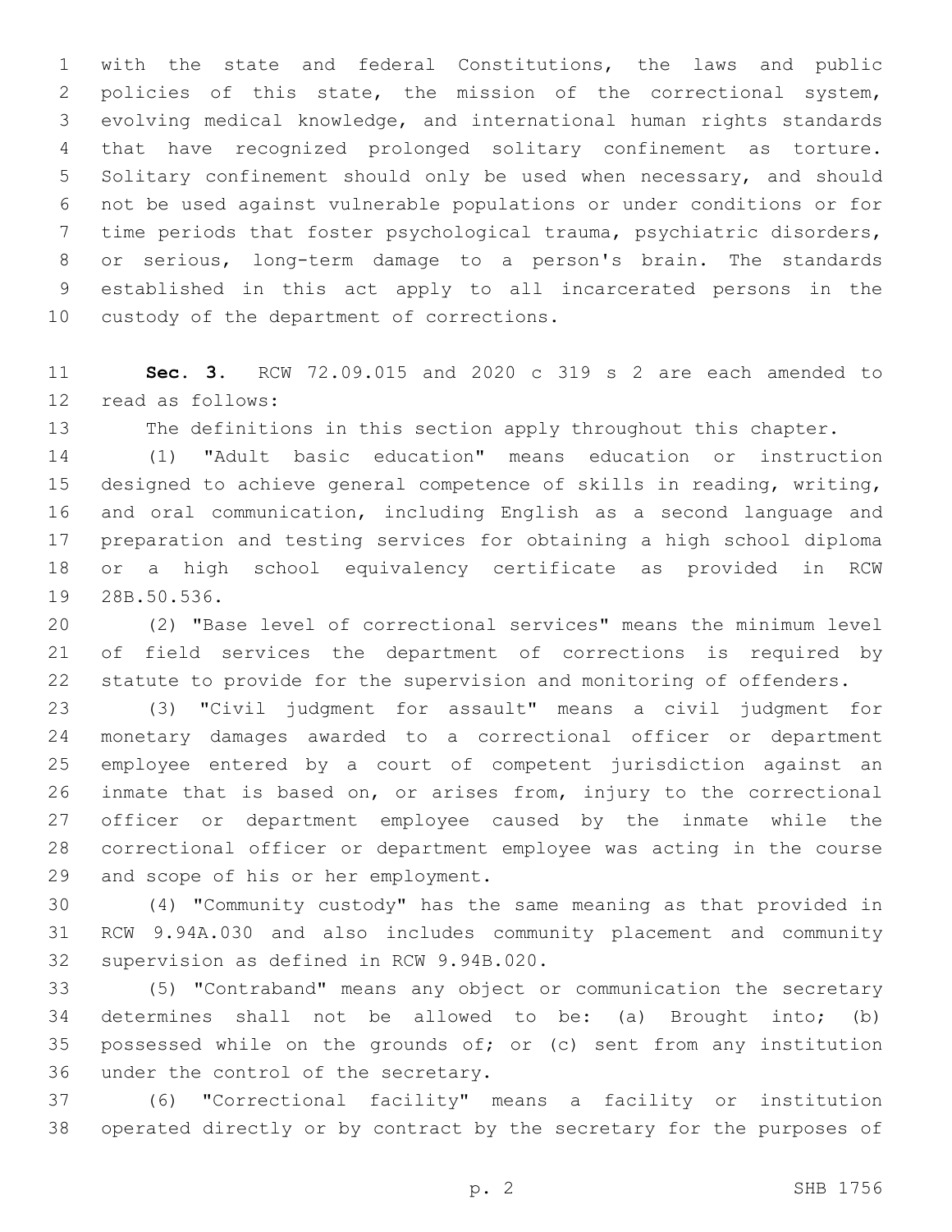with the state and federal Constitutions, the laws and public policies of this state, the mission of the correctional system, evolving medical knowledge, and international human rights standards that have recognized prolonged solitary confinement as torture. Solitary confinement should only be used when necessary, and should not be used against vulnerable populations or under conditions or for time periods that foster psychological trauma, psychiatric disorders, or serious, long-term damage to a person's brain. The standards established in this act apply to all incarcerated persons in the custody of the department of corrections.

**Sec. 3.** RCW 72.09.015 and 2020 c 319 s 2 are each amended to read as follows:

The definitions in this section apply throughout this chapter.

(1) "Adult basic education" means education or instruction designed to achieve general competence of skills in reading, writing, and oral communication, including English as a second language and preparation and testing services for obtaining a high school diploma or a high school equivalency certificate as provided in RCW 28B.50.536.

(2) "Base level of correctional services" means the minimum level of field services the department of corrections is required by statute to provide for the supervision and monitoring of offenders.

(3) "Civil judgment for assault" means a civil judgment for monetary damages awarded to a correctional officer or department employee entered by a court of competent jurisdiction against an inmate that is based on, or arises from, injury to the correctional officer or department employee caused by the inmate while the correctional officer or department employee was acting in the course and scope of his or her employment.

(4) "Community custody" has the same meaning as that provided in RCW 9.94A.030 and also includes community placement and community supervision as defined in RCW 9.94B.020.

(5) "Contraband" means any object or communication the secretary determines shall not be allowed to be: (a) Brought into; (b) possessed while on the grounds of; or (c) sent from any institution under the control of the secretary.

(6) "Correctional facility" means a facility or institution operated directly or by contract by the secretary for the purposes of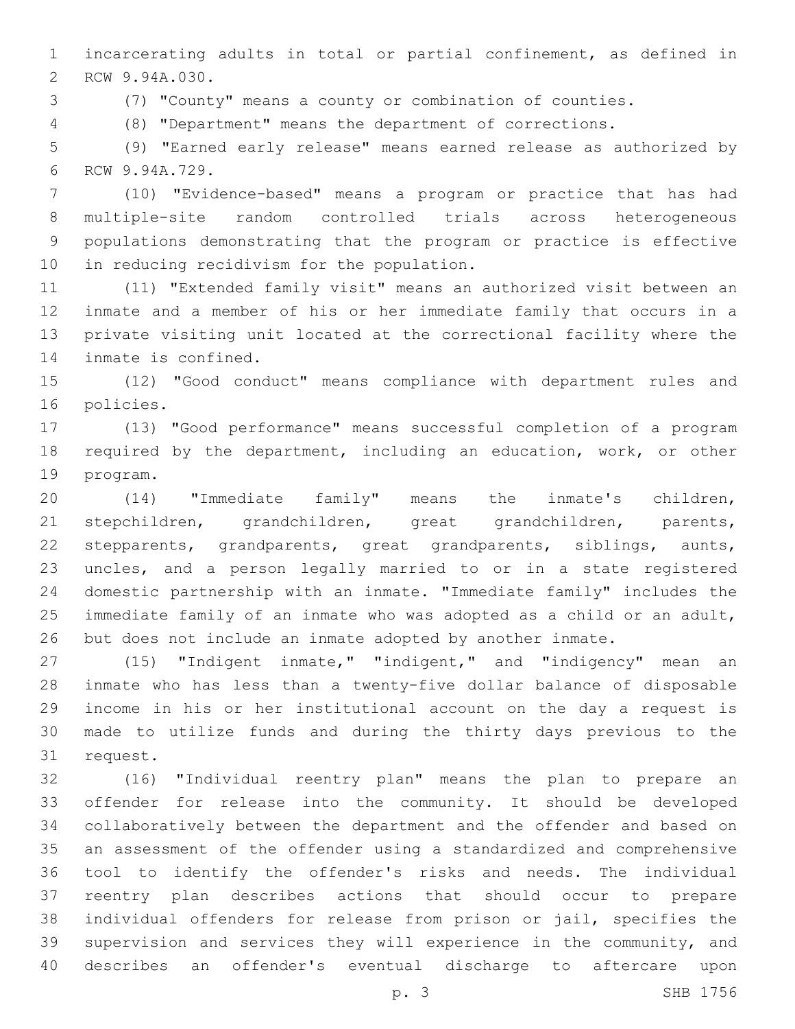incarcerating adults in total or partial confinement, as defined in RCW 9.94A.030.

(7) "County" means a county or combination of counties.

(8) "Department" means the department of corrections.

(9) "Earned early release" means earned release as authorized by RCW 9.94A.729.

(10) "Evidence-based" means a program or practice that has had multiple-site random controlled trials across heterogeneous populations demonstrating that the program or practice is effective in reducing recidivism for the population.

(11) "Extended family visit" means an authorized visit between an inmate and a member of his or her immediate family that occurs in a private visiting unit located at the correctional facility where the inmate is confined.

(12) "Good conduct" means compliance with department rules and policies.

(13) "Good performance" means successful completion of a program required by the department, including an education, work, or other program.

(14) "Immediate family" means the inmate's children, stepchildren, grandchildren, great grandchildren, parents, stepparents, grandparents, great grandparents, siblings, aunts, uncles, and a person legally married to or in a state registered domestic partnership with an inmate. "Immediate family" includes the immediate family of an inmate who was adopted as a child or an adult, but does not include an inmate adopted by another inmate.

(15) "Indigent inmate," "indigent," and "indigency" mean an inmate who has less than a twenty-five dollar balance of disposable income in his or her institutional account on the day a request is made to utilize funds and during the thirty days previous to the request.

(16) "Individual reentry plan" means the plan to prepare an offender for release into the community. It should be developed collaboratively between the department and the offender and based on an assessment of the offender using a standardized and comprehensive tool to identify the offender's risks and needs. The individual reentry plan describes actions that should occur to prepare individual offenders for release from prison or jail, specifies the supervision and services they will experience in the community, and describes an offender's eventual discharge to aftercare upon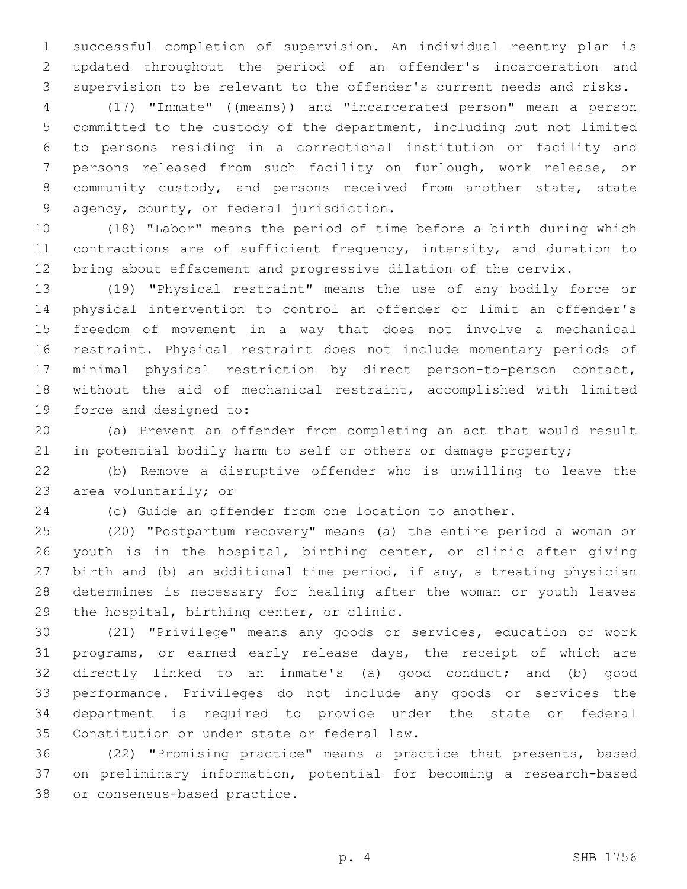successful completion of supervision. An individual reentry plan is updated throughout the period of an offender's incarceration and supervision to be relevant to the offender's current needs and risks.

(17) "Inmate" ((~~means~~)) and "incarcerated person" mean a person committed to the custody of the department, including but not limited to persons residing in a correctional institution or facility and persons released from such facility on furlough, work release, or community custody, and persons received from another state, state agency, county, or federal jurisdiction.

(18) "Labor" means the period of time before a birth during which contractions are of sufficient frequency, intensity, and duration to bring about effacement and progressive dilation of the cervix.

(19) "Physical restraint" means the use of any bodily force or physical intervention to control an offender or limit an offender's freedom of movement in a way that does not involve a mechanical restraint. Physical restraint does not include momentary periods of minimal physical restriction by direct person-to-person contact, without the aid of mechanical restraint, accomplished with limited force and designed to:

(a) Prevent an offender from completing an act that would result in potential bodily harm to self or others or damage property;

(b) Remove a disruptive offender who is unwilling to leave the area voluntarily; or

(c) Guide an offender from one location to another.

(20) "Postpartum recovery" means (a) the entire period a woman or youth is in the hospital, birthing center, or clinic after giving birth and (b) an additional time period, if any, a treating physician determines is necessary for healing after the woman or youth leaves the hospital, birthing center, or clinic.

(21) "Privilege" means any goods or services, education or work programs, or earned early release days, the receipt of which are directly linked to an inmate's (a) good conduct; and (b) good performance. Privileges do not include any goods or services the department is required to provide under the state or federal Constitution or under state or federal law.

(22) "Promising practice" means a practice that presents, based on preliminary information, potential for becoming a research-based or consensus-based practice.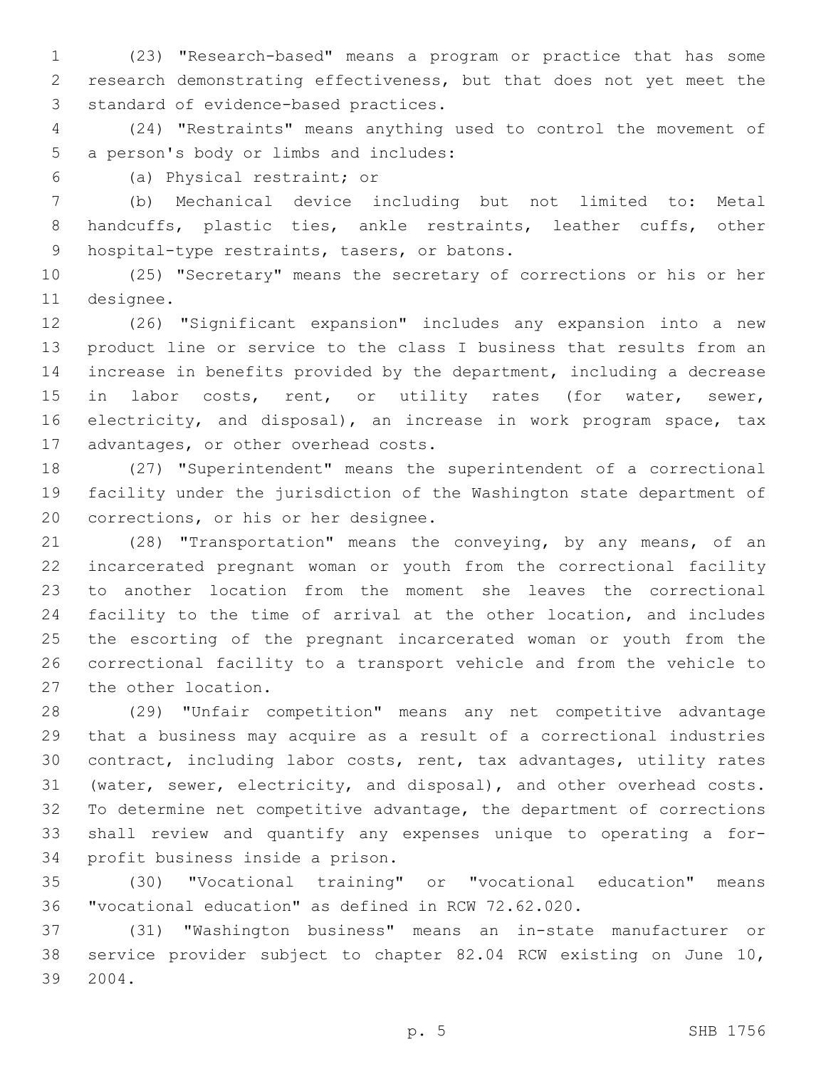(23) "Research-based" means a program or practice that has some research demonstrating effectiveness, but that does not yet meet the standard of evidence-based practices.

(24) "Restraints" means anything used to control the movement of a person's body or limbs and includes:

(a) Physical restraint; or

(b) Mechanical device including but not limited to: Metal handcuffs, plastic ties, ankle restraints, leather cuffs, other hospital-type restraints, tasers, or batons.

(25) "Secretary" means the secretary of corrections or his or her designee.

(26) "Significant expansion" includes any expansion into a new product line or service to the class I business that results from an increase in benefits provided by the department, including a decrease in labor costs, rent, or utility rates (for water, sewer, electricity, and disposal), an increase in work program space, tax advantages, or other overhead costs.

(27) "Superintendent" means the superintendent of a correctional facility under the jurisdiction of the Washington state department of corrections, or his or her designee.

(28) "Transportation" means the conveying, by any means, of an incarcerated pregnant woman or youth from the correctional facility to another location from the moment she leaves the correctional facility to the time of arrival at the other location, and includes the escorting of the pregnant incarcerated woman or youth from the correctional facility to a transport vehicle and from the vehicle to the other location.

(29) "Unfair competition" means any net competitive advantage that a business may acquire as a result of a correctional industries contract, including labor costs, rent, tax advantages, utility rates (water, sewer, electricity, and disposal), and other overhead costs. To determine net competitive advantage, the department of corrections shall review and quantify any expenses unique to operating a for-profit business inside a prison.

(30) "Vocational training" or "vocational education" means "vocational education" as defined in RCW 72.62.020.

(31) "Washington business" means an in-state manufacturer or service provider subject to chapter 82.04 RCW existing on June 10, 2004.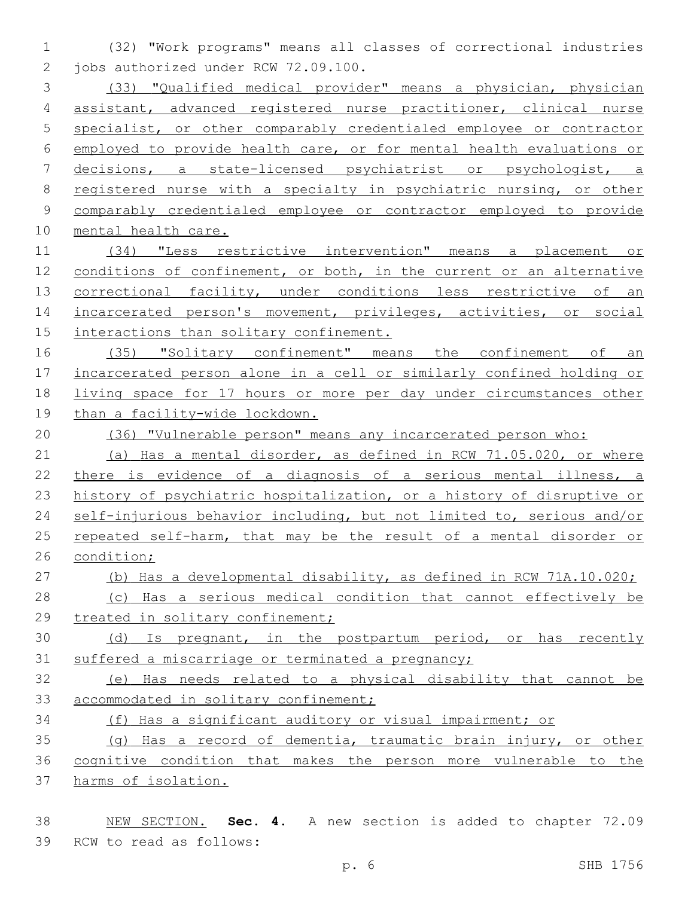(32) "Work programs" means all classes of correctional industries jobs authorized under RCW 72.09.100.

(33) "Qualified medical provider" means a physician, physician assistant, advanced registered nurse practitioner, clinical nurse specialist, or other comparably credentialed employee or contractor employed to provide health care, or for mental health evaluations or decisions, a state-licensed psychiatrist or psychologist, a registered nurse with a specialty in psychiatric nursing, or other comparably credentialed employee or contractor employed to provide mental health care.

(34) "Less restrictive intervention" means a placement or conditions of confinement, or both, in the current or an alternative correctional facility, under conditions less restrictive of an incarcerated person's movement, privileges, activities, or social interactions than solitary confinement.

(35) "Solitary confinement" means the confinement of an incarcerated person alone in a cell or similarly confined holding or living space for 17 hours or more per day under circumstances other than a facility-wide lockdown.

(36) "Vulnerable person" means any incarcerated person who:

(a) Has a mental disorder, as defined in RCW 71.05.020, or where there is evidence of a diagnosis of a serious mental illness, a history of psychiatric hospitalization, or a history of disruptive or self-injurious behavior including, but not limited to, serious and/or repeated self-harm, that may be the result of a mental disorder or condition;

(b) Has a developmental disability, as defined in RCW 71A.10.020;

(c) Has a serious medical condition that cannot effectively be treated in solitary confinement;

(d) Is pregnant, in the postpartum period, or has recently suffered a miscarriage or terminated a pregnancy;

(e) Has needs related to a physical disability that cannot be accommodated in solitary confinement;

(f) Has a significant auditory or visual impairment; or

(g) Has a record of dementia, traumatic brain injury, or other cognitive condition that makes the person more vulnerable to the harms of isolation.

NEW SECTION. **Sec. 4.** A new section is added to chapter 72.09 RCW to read as follows: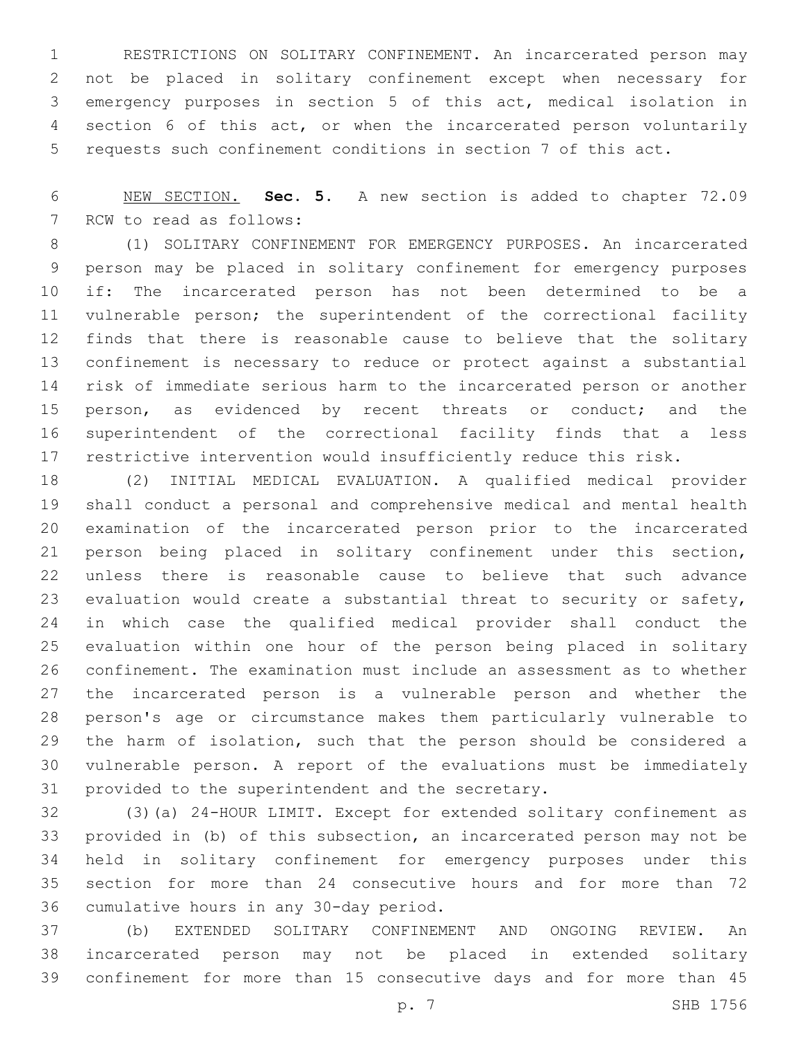RESTRICTIONS ON SOLITARY CONFINEMENT. An incarcerated person may not be placed in solitary confinement except when necessary for emergency purposes in section 5 of this act, medical isolation in section 6 of this act, or when the incarcerated person voluntarily requests such confinement conditions in section 7 of this act.

NEW SECTION. **Sec. 5.** A new section is added to chapter 72.09 RCW to read as follows:

(1) SOLITARY CONFINEMENT FOR EMERGENCY PURPOSES. An incarcerated person may be placed in solitary confinement for emergency purposes if: The incarcerated person has not been determined to be a vulnerable person; the superintendent of the correctional facility finds that there is reasonable cause to believe that the solitary confinement is necessary to reduce or protect against a substantial risk of immediate serious harm to the incarcerated person or another person, as evidenced by recent threats or conduct; and the superintendent of the correctional facility finds that a less restrictive intervention would insufficiently reduce this risk.

(2) INITIAL MEDICAL EVALUATION. A qualified medical provider shall conduct a personal and comprehensive medical and mental health examination of the incarcerated person prior to the incarcerated person being placed in solitary confinement under this section, unless there is reasonable cause to believe that such advance evaluation would create a substantial threat to security or safety, in which case the qualified medical provider shall conduct the evaluation within one hour of the person being placed in solitary confinement. The examination must include an assessment as to whether the incarcerated person is a vulnerable person and whether the person's age or circumstance makes them particularly vulnerable to the harm of isolation, such that the person should be considered a vulnerable person. A report of the evaluations must be immediately provided to the superintendent and the secretary.

(3)(a) 24-HOUR LIMIT. Except for extended solitary confinement as provided in (b) of this subsection, an incarcerated person may not be held in solitary confinement for emergency purposes under this section for more than 24 consecutive hours and for more than 72 cumulative hours in any 30-day period.

(b) EXTENDED SOLITARY CONFINEMENT AND ONGOING REVIEW. An incarcerated person may not be placed in extended solitary confinement for more than 15 consecutive days and for more than 45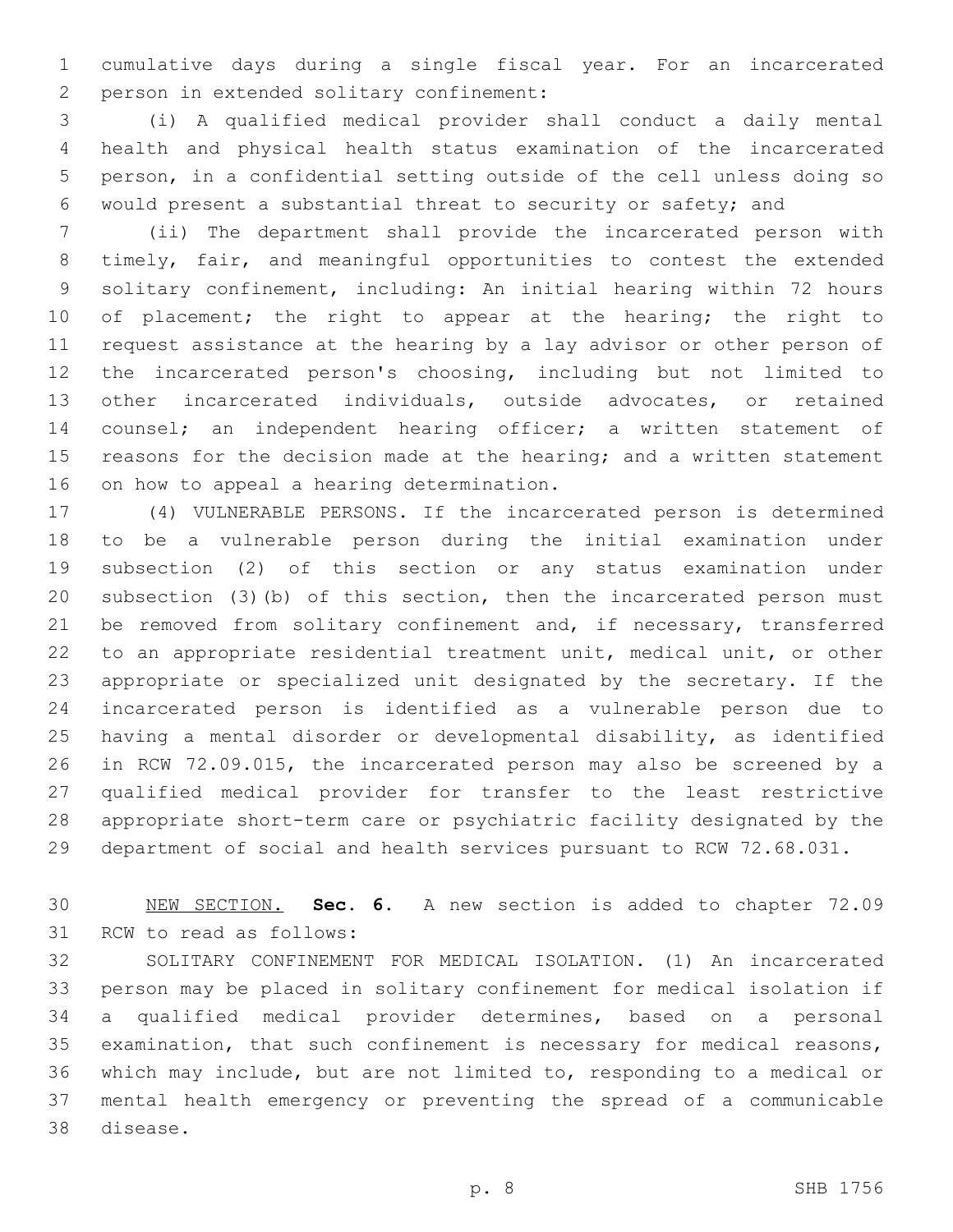cumulative days during a single fiscal year. For an incarcerated person in extended solitary confinement:

(i) A qualified medical provider shall conduct a daily mental health and physical health status examination of the incarcerated person, in a confidential setting outside of the cell unless doing so would present a substantial threat to security or safety; and

(ii) The department shall provide the incarcerated person with timely, fair, and meaningful opportunities to contest the extended solitary confinement, including: An initial hearing within 72 hours of placement; the right to appear at the hearing; the right to request assistance at the hearing by a lay advisor or other person of the incarcerated person's choosing, including but not limited to other incarcerated individuals, outside advocates, or retained counsel; an independent hearing officer; a written statement of reasons for the decision made at the hearing; and a written statement on how to appeal a hearing determination.

(4) VULNERABLE PERSONS. If the incarcerated person is determined to be a vulnerable person during the initial examination under subsection (2) of this section or any status examination under subsection (3)(b) of this section, then the incarcerated person must be removed from solitary confinement and, if necessary, transferred to an appropriate residential treatment unit, medical unit, or other appropriate or specialized unit designated by the secretary. If the incarcerated person is identified as a vulnerable person due to having a mental disorder or developmental disability, as identified in RCW 72.09.015, the incarcerated person may also be screened by a qualified medical provider for transfer to the least restrictive appropriate short-term care or psychiatric facility designated by the department of social and health services pursuant to RCW 72.68.031.

NEW SECTION. **Sec. 6.** A new section is added to chapter 72.09 RCW to read as follows:

SOLITARY CONFINEMENT FOR MEDICAL ISOLATION. (1) An incarcerated person may be placed in solitary confinement for medical isolation if a qualified medical provider determines, based on a personal examination, that such confinement is necessary for medical reasons, which may include, but are not limited to, responding to a medical or mental health emergency or preventing the spread of a communicable disease.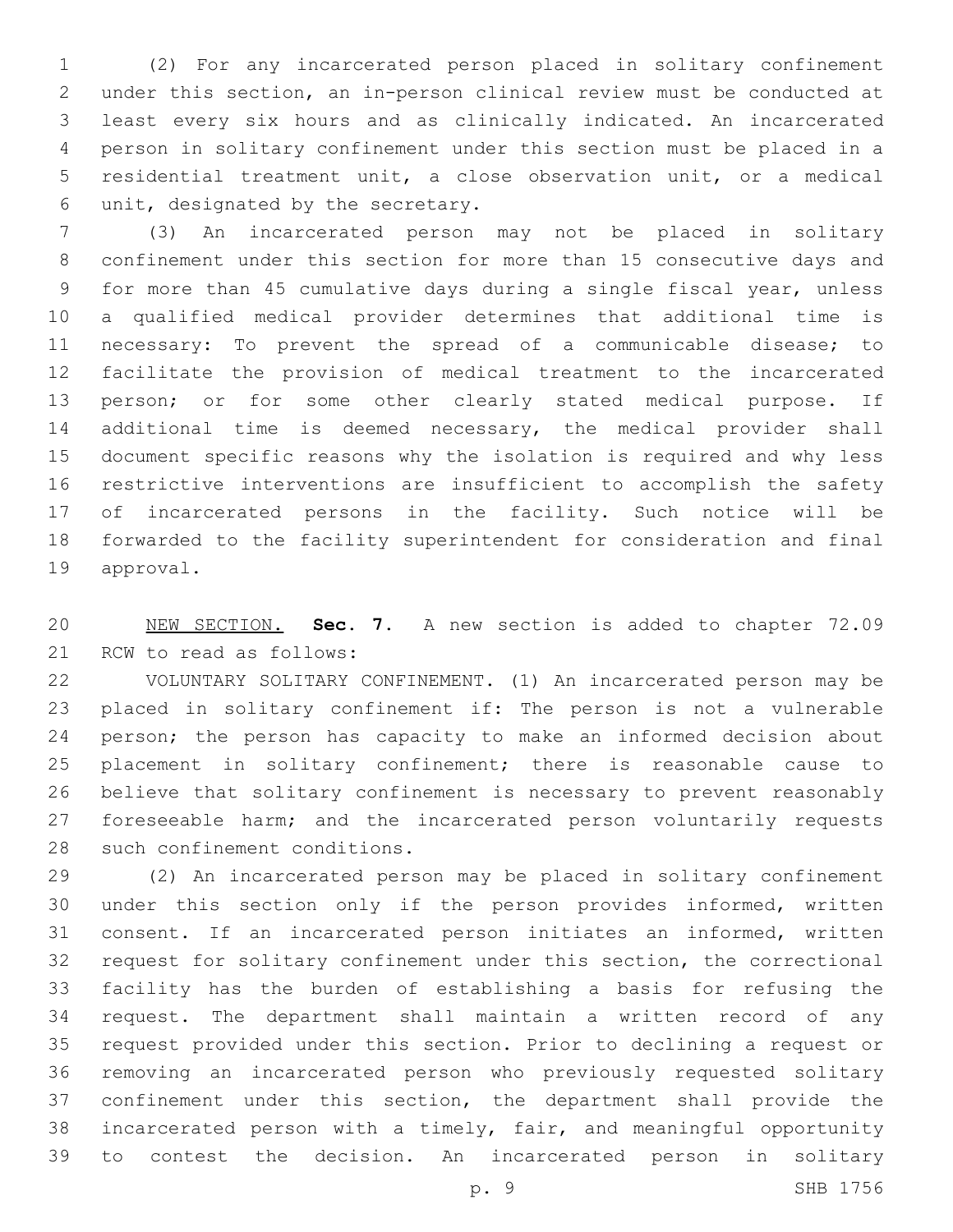(2) For any incarcerated person placed in solitary confinement under this section, an in-person clinical review must be conducted at least every six hours and as clinically indicated. An incarcerated person in solitary confinement under this section must be placed in a residential treatment unit, a close observation unit, or a medical unit, designated by the secretary.

(3) An incarcerated person may not be placed in solitary confinement under this section for more than 15 consecutive days and for more than 45 cumulative days during a single fiscal year, unless a qualified medical provider determines that additional time is necessary: To prevent the spread of a communicable disease; to facilitate the provision of medical treatment to the incarcerated person; or for some other clearly stated medical purpose. If additional time is deemed necessary, the medical provider shall document specific reasons why the isolation is required and why less restrictive interventions are insufficient to accomplish the safety of incarcerated persons in the facility. Such notice will be forwarded to the facility superintendent for consideration and final approval.

NEW SECTION. **Sec. 7.** A new section is added to chapter 72.09 RCW to read as follows:

VOLUNTARY SOLITARY CONFINEMENT. (1) An incarcerated person may be placed in solitary confinement if: The person is not a vulnerable person; the person has capacity to make an informed decision about placement in solitary confinement; there is reasonable cause to believe that solitary confinement is necessary to prevent reasonably foreseeable harm; and the incarcerated person voluntarily requests such confinement conditions.

(2) An incarcerated person may be placed in solitary confinement under this section only if the person provides informed, written consent. If an incarcerated person initiates an informed, written request for solitary confinement under this section, the correctional facility has the burden of establishing a basis for refusing the request. The department shall maintain a written record of any request provided under this section. Prior to declining a request or removing an incarcerated person who previously requested solitary confinement under this section, the department shall provide the incarcerated person with a timely, fair, and meaningful opportunity to contest the decision. An incarcerated person in solitary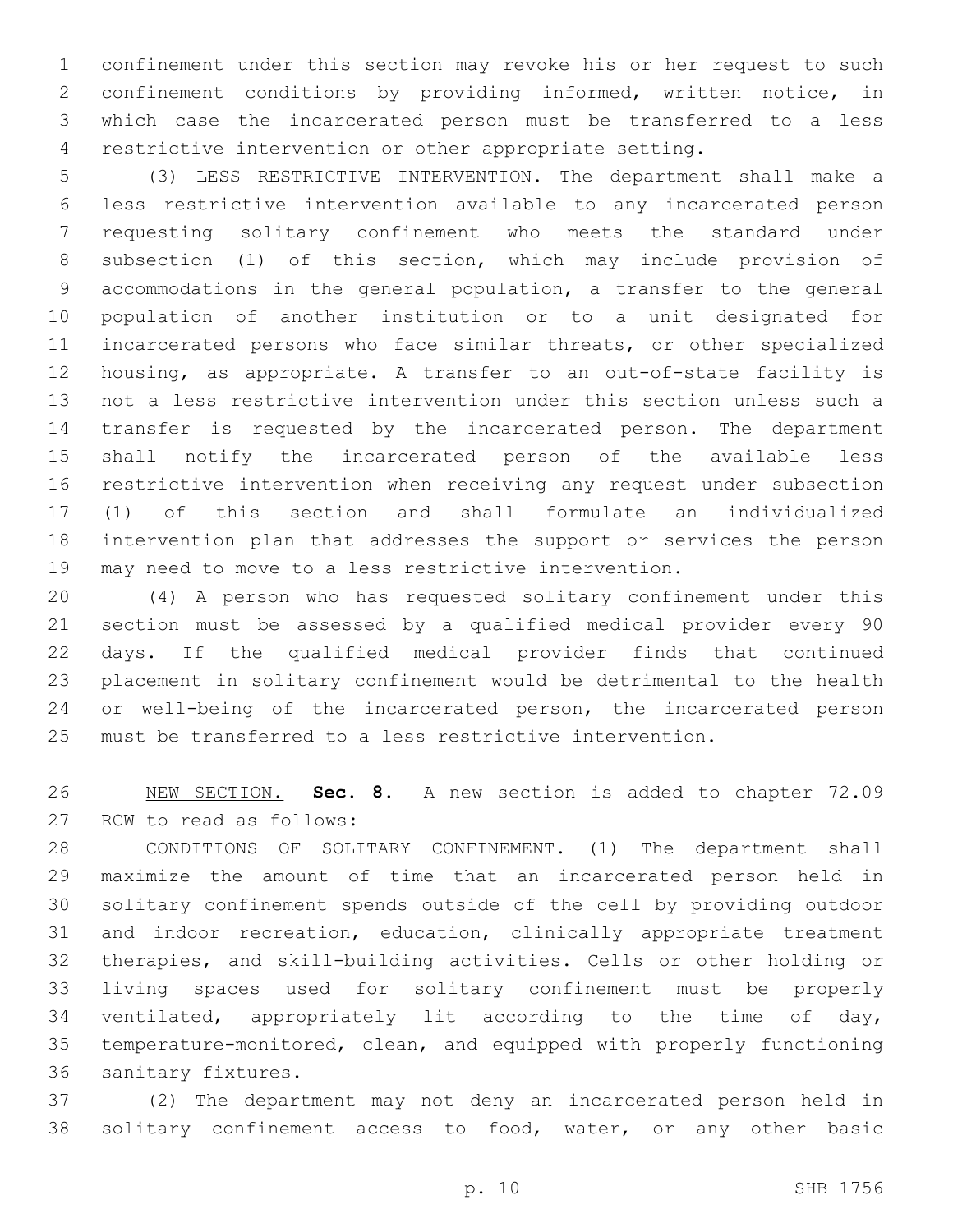confinement under this section may revoke his or her request to such confinement conditions by providing informed, written notice, in which case the incarcerated person must be transferred to a less restrictive intervention or other appropriate setting.

(3) LESS RESTRICTIVE INTERVENTION. The department shall make a less restrictive intervention available to any incarcerated person requesting solitary confinement who meets the standard under subsection (1) of this section, which may include provision of accommodations in the general population, a transfer to the general population of another institution or to a unit designated for incarcerated persons who face similar threats, or other specialized housing, as appropriate. A transfer to an out-of-state facility is not a less restrictive intervention under this section unless such a transfer is requested by the incarcerated person. The department shall notify the incarcerated person of the available less restrictive intervention when receiving any request under subsection (1) of this section and shall formulate an individualized intervention plan that addresses the support or services the person may need to move to a less restrictive intervention.

(4) A person who has requested solitary confinement under this section must be assessed by a qualified medical provider every 90 days. If the qualified medical provider finds that continued placement in solitary confinement would be detrimental to the health or well-being of the incarcerated person, the incarcerated person must be transferred to a less restrictive intervention.

NEW SECTION. **Sec. 8.** A new section is added to chapter 72.09 RCW to read as follows:

CONDITIONS OF SOLITARY CONFINEMENT. (1) The department shall maximize the amount of time that an incarcerated person held in solitary confinement spends outside of the cell by providing outdoor and indoor recreation, education, clinically appropriate treatment therapies, and skill-building activities. Cells or other holding or living spaces used for solitary confinement must be properly ventilated, appropriately lit according to the time of day, temperature-monitored, clean, and equipped with properly functioning sanitary fixtures.

(2) The department may not deny an incarcerated person held in solitary confinement access to food, water, or any other basic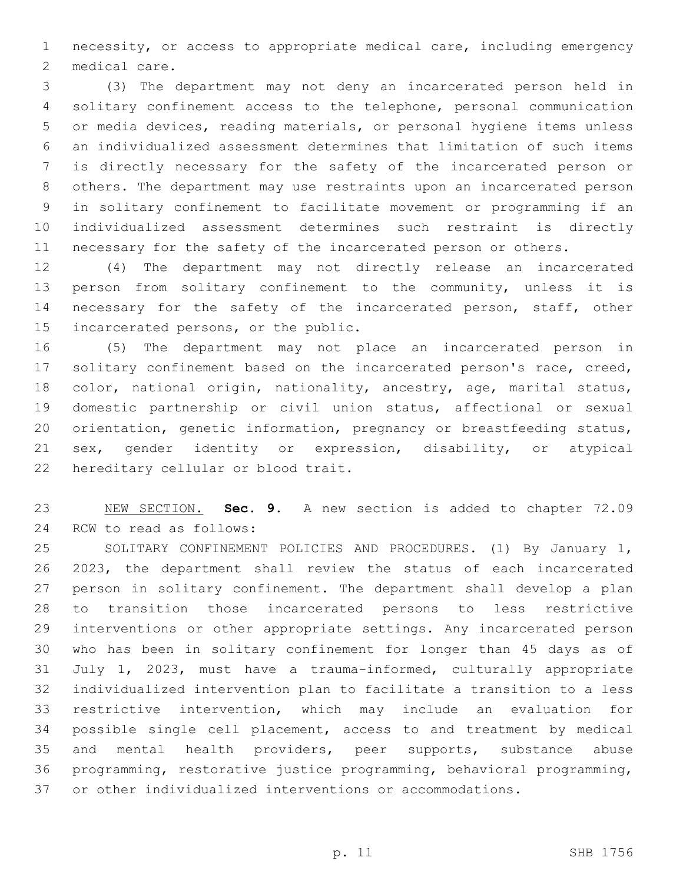necessity, or access to appropriate medical care, including emergency medical care.

(3) The department may not deny an incarcerated person held in solitary confinement access to the telephone, personal communication or media devices, reading materials, or personal hygiene items unless an individualized assessment determines that limitation of such items is directly necessary for the safety of the incarcerated person or others. The department may use restraints upon an incarcerated person in solitary confinement to facilitate movement or programming if an individualized assessment determines such restraint is directly necessary for the safety of the incarcerated person or others.

(4) The department may not directly release an incarcerated person from solitary confinement to the community, unless it is necessary for the safety of the incarcerated person, staff, other incarcerated persons, or the public.

(5) The department may not place an incarcerated person in solitary confinement based on the incarcerated person's race, creed, color, national origin, nationality, ancestry, age, marital status, domestic partnership or civil union status, affectional or sexual orientation, genetic information, pregnancy or breastfeeding status, sex, gender identity or expression, disability, or atypical hereditary cellular or blood trait.

NEW SECTION. **Sec. 9.** A new section is added to chapter 72.09 RCW to read as follows:

SOLITARY CONFINEMENT POLICIES AND PROCEDURES. (1) By January 1, 2023, the department shall review the status of each incarcerated person in solitary confinement. The department shall develop a plan to transition those incarcerated persons to less restrictive interventions or other appropriate settings. Any incarcerated person who has been in solitary confinement for longer than 45 days as of July 1, 2023, must have a trauma-informed, culturally appropriate individualized intervention plan to facilitate a transition to a less restrictive intervention, which may include an evaluation for possible single cell placement, access to and treatment by medical and mental health providers, peer supports, substance abuse programming, restorative justice programming, behavioral programming, or other individualized interventions or accommodations.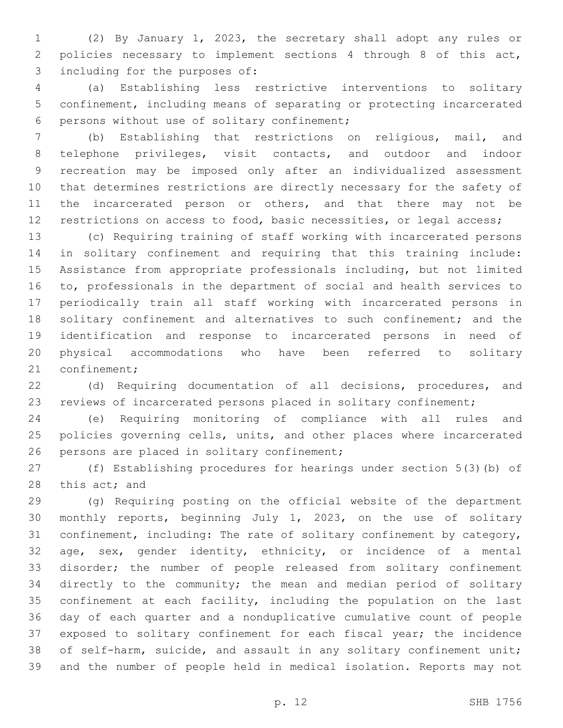(2) By January 1, 2023, the secretary shall adopt any rules or policies necessary to implement sections 4 through 8 of this act, including for the purposes of:

(a) Establishing less restrictive interventions to solitary confinement, including means of separating or protecting incarcerated persons without use of solitary confinement;

(b) Establishing that restrictions on religious, mail, and telephone privileges, visit contacts, and outdoor and indoor recreation may be imposed only after an individualized assessment that determines restrictions are directly necessary for the safety of the incarcerated person or others, and that there may not be restrictions on access to food, basic necessities, or legal access;

(c) Requiring training of staff working with incarcerated persons in solitary confinement and requiring that this training include: Assistance from appropriate professionals including, but not limited to, professionals in the department of social and health services to periodically train all staff working with incarcerated persons in solitary confinement and alternatives to such confinement; and the identification and response to incarcerated persons in need of physical accommodations who have been referred to solitary confinement;

(d) Requiring documentation of all decisions, procedures, and reviews of incarcerated persons placed in solitary confinement;

(e) Requiring monitoring of compliance with all rules and policies governing cells, units, and other places where incarcerated persons are placed in solitary confinement;

(f) Establishing procedures for hearings under section 5(3)(b) of this act; and

(g) Requiring posting on the official website of the department monthly reports, beginning July 1, 2023, on the use of solitary confinement, including: The rate of solitary confinement by category, age, sex, gender identity, ethnicity, or incidence of a mental disorder; the number of people released from solitary confinement directly to the community; the mean and median period of solitary confinement at each facility, including the population on the last day of each quarter and a nonduplicative cumulative count of people exposed to solitary confinement for each fiscal year; the incidence of self-harm, suicide, and assault in any solitary confinement unit; and the number of people held in medical isolation. Reports may not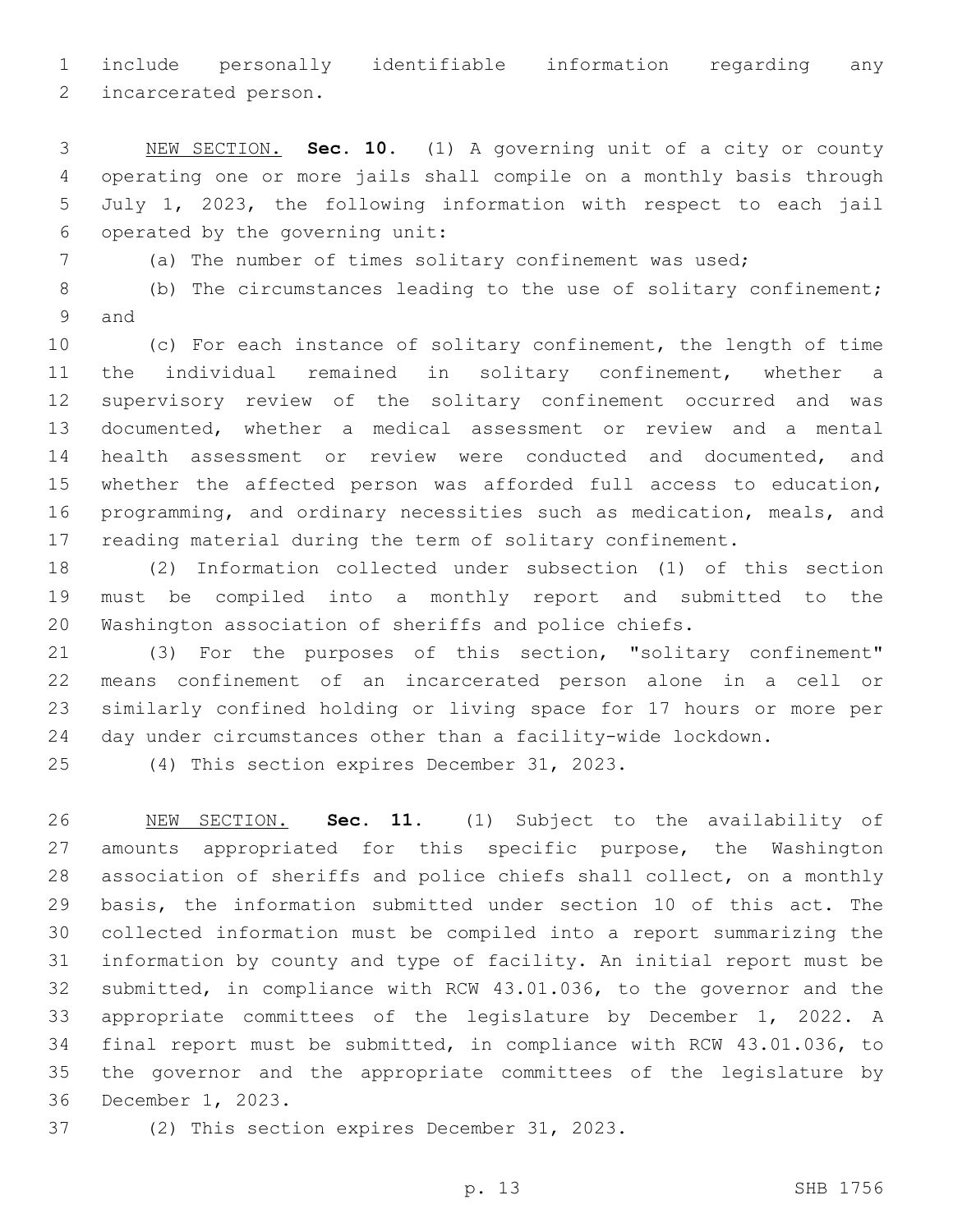include personally identifiable information regarding any incarcerated person.

NEW SECTION. **Sec. 10.** (1) A governing unit of a city or county operating one or more jails shall compile on a monthly basis through July 1, 2023, the following information with respect to each jail operated by the governing unit:

(a) The number of times solitary confinement was used;

(b) The circumstances leading to the use of solitary confinement; and

(c) For each instance of solitary confinement, the length of time the individual remained in solitary confinement, whether a supervisory review of the solitary confinement occurred and was documented, whether a medical assessment or review and a mental health assessment or review were conducted and documented, and whether the affected person was afforded full access to education, programming, and ordinary necessities such as medication, meals, and reading material during the term of solitary confinement.

(2) Information collected under subsection (1) of this section must be compiled into a monthly report and submitted to the Washington association of sheriffs and police chiefs.

(3) For the purposes of this section, "solitary confinement" means confinement of an incarcerated person alone in a cell or similarly confined holding or living space for 17 hours or more per day under circumstances other than a facility-wide lockdown.

(4) This section expires December 31, 2023.

NEW SECTION. **Sec. 11.** (1) Subject to the availability of amounts appropriated for this specific purpose, the Washington association of sheriffs and police chiefs shall collect, on a monthly basis, the information submitted under section 10 of this act. The collected information must be compiled into a report summarizing the information by county and type of facility. An initial report must be submitted, in compliance with RCW 43.01.036, to the governor and the appropriate committees of the legislature by December 1, 2022. A final report must be submitted, in compliance with RCW 43.01.036, to the governor and the appropriate committees of the legislature by December 1, 2023.

(2) This section expires December 31, 2023.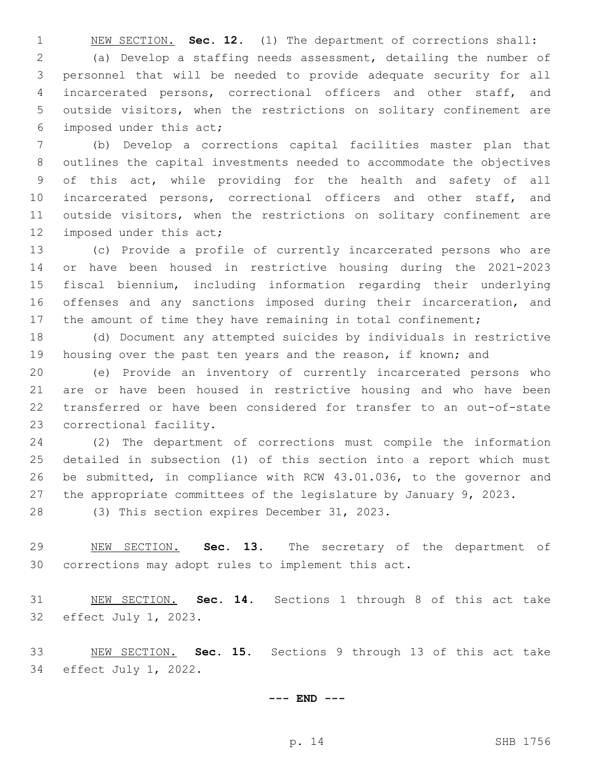NEW SECTION. **Sec. 12.** (1) The department of corrections shall:

(a) Develop a staffing needs assessment, detailing the number of personnel that will be needed to provide adequate security for all incarcerated persons, correctional officers and other staff, and outside visitors, when the restrictions on solitary confinement are imposed under this act;

(b) Develop a corrections capital facilities master plan that outlines the capital investments needed to accommodate the objectives of this act, while providing for the health and safety of all incarcerated persons, correctional officers and other staff, and outside visitors, when the restrictions on solitary confinement are imposed under this act;

(c) Provide a profile of currently incarcerated persons who are or have been housed in restrictive housing during the 2021-2023 fiscal biennium, including information regarding their underlying offenses and any sanctions imposed during their incarceration, and the amount of time they have remaining in total confinement;

(d) Document any attempted suicides by individuals in restrictive housing over the past ten years and the reason, if known; and

(e) Provide an inventory of currently incarcerated persons who are or have been housed in restrictive housing and who have been transferred or have been considered for transfer to an out-of-state correctional facility.

(2) The department of corrections must compile the information detailed in subsection (1) of this section into a report which must be submitted, in compliance with RCW 43.01.036, to the governor and the appropriate committees of the legislature by January 9, 2023.

(3) This section expires December 31, 2023.

NEW SECTION. **Sec. 13.** The secretary of the department of corrections may adopt rules to implement this act.

NEW SECTION. **Sec. 14.** Sections 1 through 8 of this act take effect July 1, 2023.

NEW SECTION. **Sec. 15.** Sections 9 through 13 of this act take effect July 1, 2022.

**--- END ---**